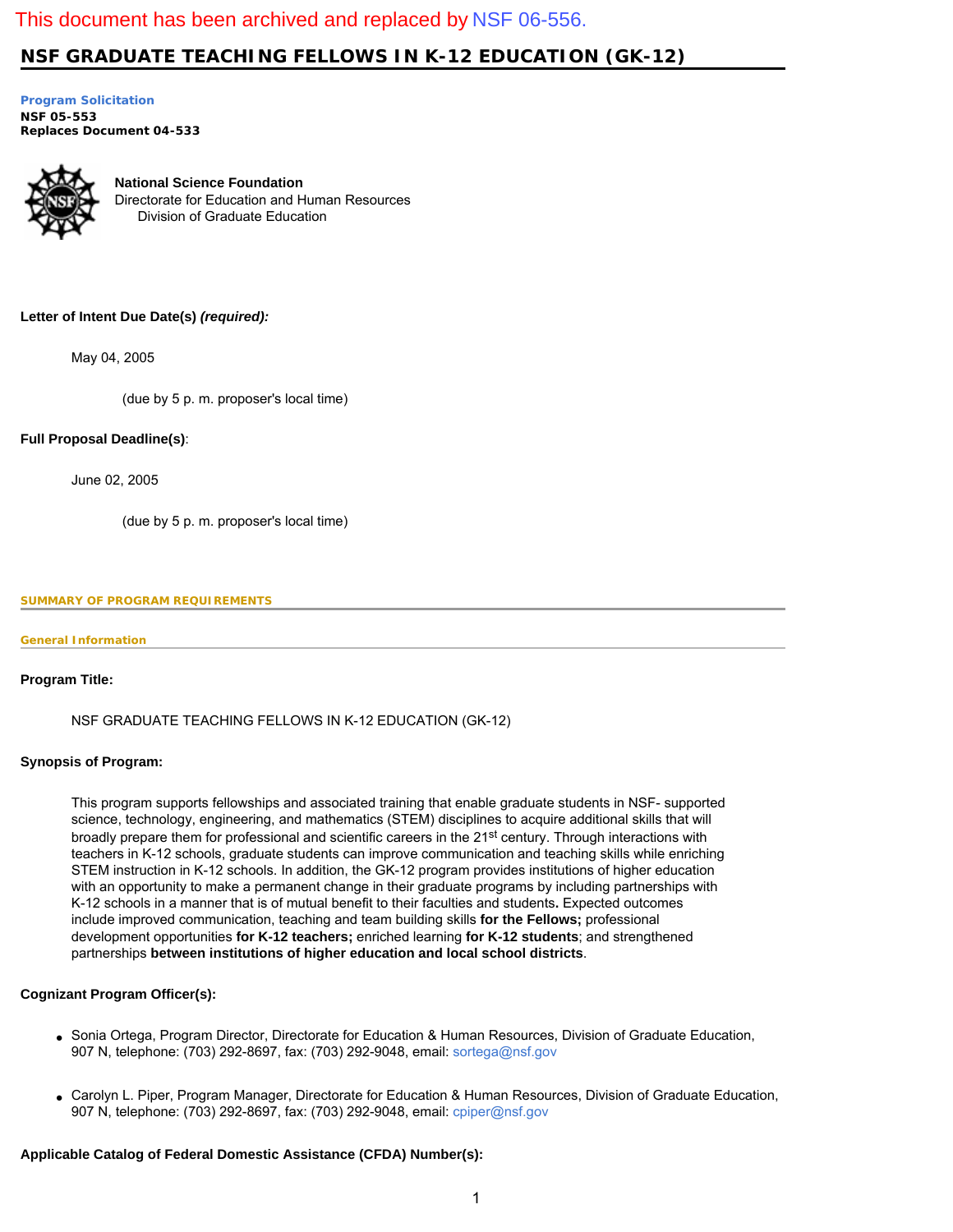This document has been archived and replaced by NSF 06-556.

# NSF GRADUATE TEACHING FELLOWS IN K-12 EDUCATION (GK-12)

**Program Solicitation**
**NSF 05-553**
**Replaces Document 04-533**

**National Science Foundation**
Directorate for Education and Human Resources
Division of Graduate Education

**Letter of Intent Due Date(s)** ***(required):***

May 04, 2005

(due by 5 p. m. proposer's local time)

**Full Proposal Deadline(s)**:

June 02, 2005

(due by 5 p. m. proposer's local time)

## SUMMARY OF PROGRAM REQUIREMENTS

### General Information

**Program Title:**

NSF GRADUATE TEACHING FELLOWS IN K-12 EDUCATION (GK-12)

**Synopsis of Program:**

This program supports fellowships and associated training that enable graduate students in NSF- supported science, technology, engineering, and mathematics (STEM) disciplines to acquire additional skills that will broadly prepare them for professional and scientific careers in the 21st century. Through interactions with teachers in K-12 schools, graduate students can improve communication and teaching skills while enriching STEM instruction in K-12 schools. In addition, the GK-12 program provides institutions of higher education with an opportunity to make a permanent change in their graduate programs by including partnerships with K-12 schools in a manner that is of mutual benefit to their faculties and students**.** Expected outcomes include improved communication, teaching and team building skills **for the Fellows;** professional development opportunities **for K-12 teachers;** enriched learning **for K-12 students**; and strengthened partnerships **between institutions of higher education and local school districts**.

**Cognizant Program Officer(s):**

- Sonia Ortega, Program Director, Directorate for Education & Human Resources, Division of Graduate Education, 907 N, telephone: (703) 292-8697, fax: (703) 292-9048, email: sortega@nsf.gov
- Carolyn L. Piper, Program Manager, Directorate for Education & Human Resources, Division of Graduate Education, 907 N, telephone: (703) 292-8697, fax: (703) 292-9048, email: cpiper@nsf.gov

**Applicable Catalog of Federal Domestic Assistance (CFDA) Number(s):**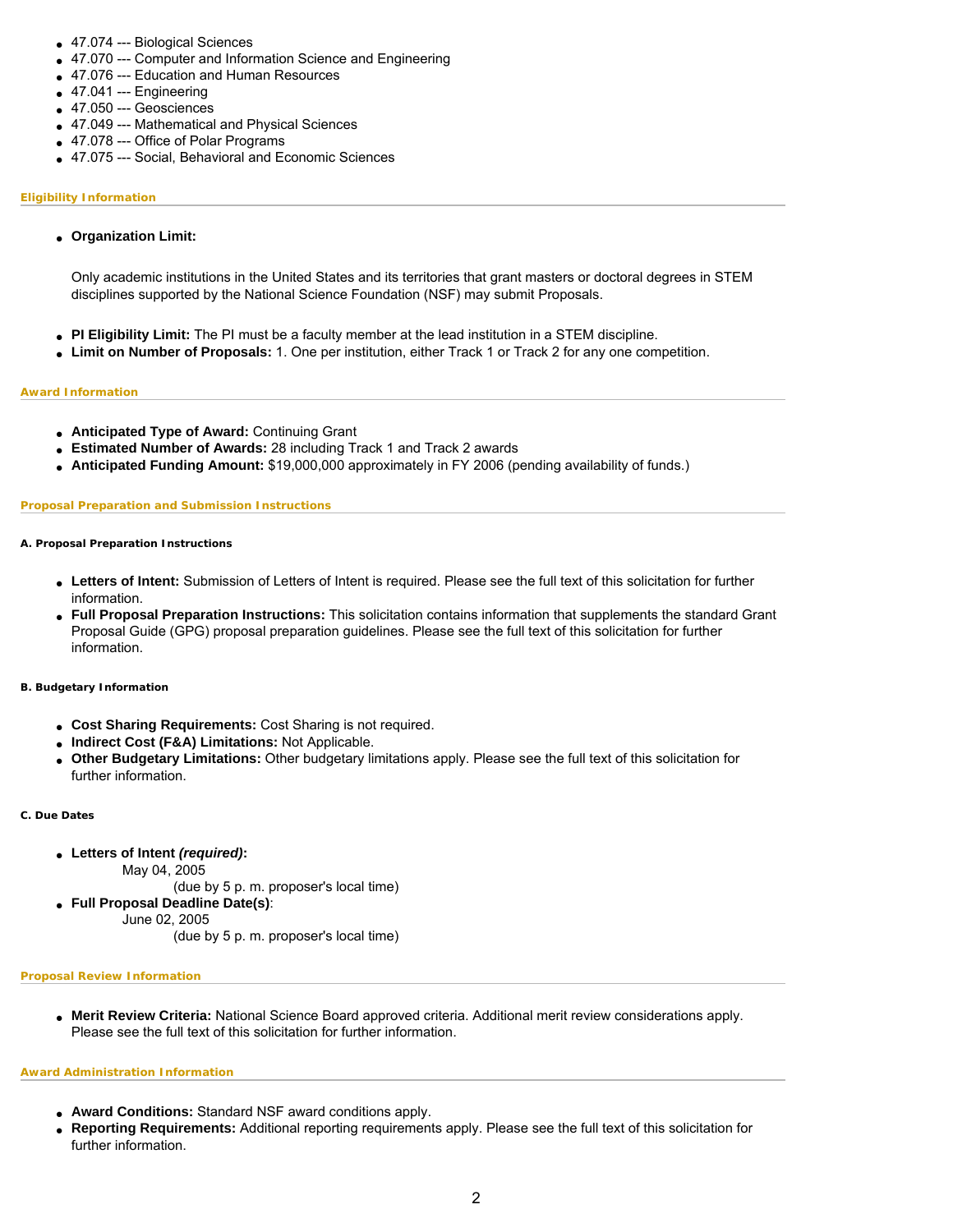- 47.074 --- Biological Sciences
- 47.070 --- Computer and Information Science and Engineering
- 47.076 --- Education and Human Resources
- 47.041 --- Engineering
- 47.050 --- Geosciences
- 47.049 --- Mathematical and Physical Sciences
- 47.078 --- Office of Polar Programs
- 47.075 --- Social, Behavioral and Economic Sciences

### Eligibility Information

- **Organization Limit:**

  Only academic institutions in the United States and its territories that grant masters or doctoral degrees in STEM disciplines supported by the National Science Foundation (NSF) may submit Proposals.

- **PI Eligibility Limit:** The PI must be a faculty member at the lead institution in a STEM discipline.
- **Limit on Number of Proposals:** 1. One per institution, either Track 1 or Track 2 for any one competition.

### Award Information

- **Anticipated Type of Award:** Continuing Grant
- **Estimated Number of Awards:** 28 including Track 1 and Track 2 awards
- **Anticipated Funding Amount:** $19,000,000 approximately in FY 2006 (pending availability of funds.)

### Proposal Preparation and Submission Instructions

#### A. Proposal Preparation Instructions

- **Letters of Intent:** Submission of Letters of Intent is required. Please see the full text of this solicitation for further information.
- **Full Proposal Preparation Instructions:** This solicitation contains information that supplements the standard Grant Proposal Guide (GPG) proposal preparation guidelines. Please see the full text of this solicitation for further information.

#### B. Budgetary Information

- **Cost Sharing Requirements:** Cost Sharing is not required.
- **Indirect Cost (F&A) Limitations:** Not Applicable.
- **Other Budgetary Limitations:** Other budgetary limitations apply. Please see the full text of this solicitation for further information.

#### C. Due Dates

- **Letters of Intent *(required)*:**
  May 04, 2005
  (due by 5 p. m. proposer's local time)
- **Full Proposal Deadline Date(s)**:
  June 02, 2005
  (due by 5 p. m. proposer's local time)

### Proposal Review Information

- **Merit Review Criteria:** National Science Board approved criteria. Additional merit review considerations apply. Please see the full text of this solicitation for further information.

### Award Administration Information

- **Award Conditions:** Standard NSF award conditions apply.
- **Reporting Requirements:** Additional reporting requirements apply. Please see the full text of this solicitation for further information.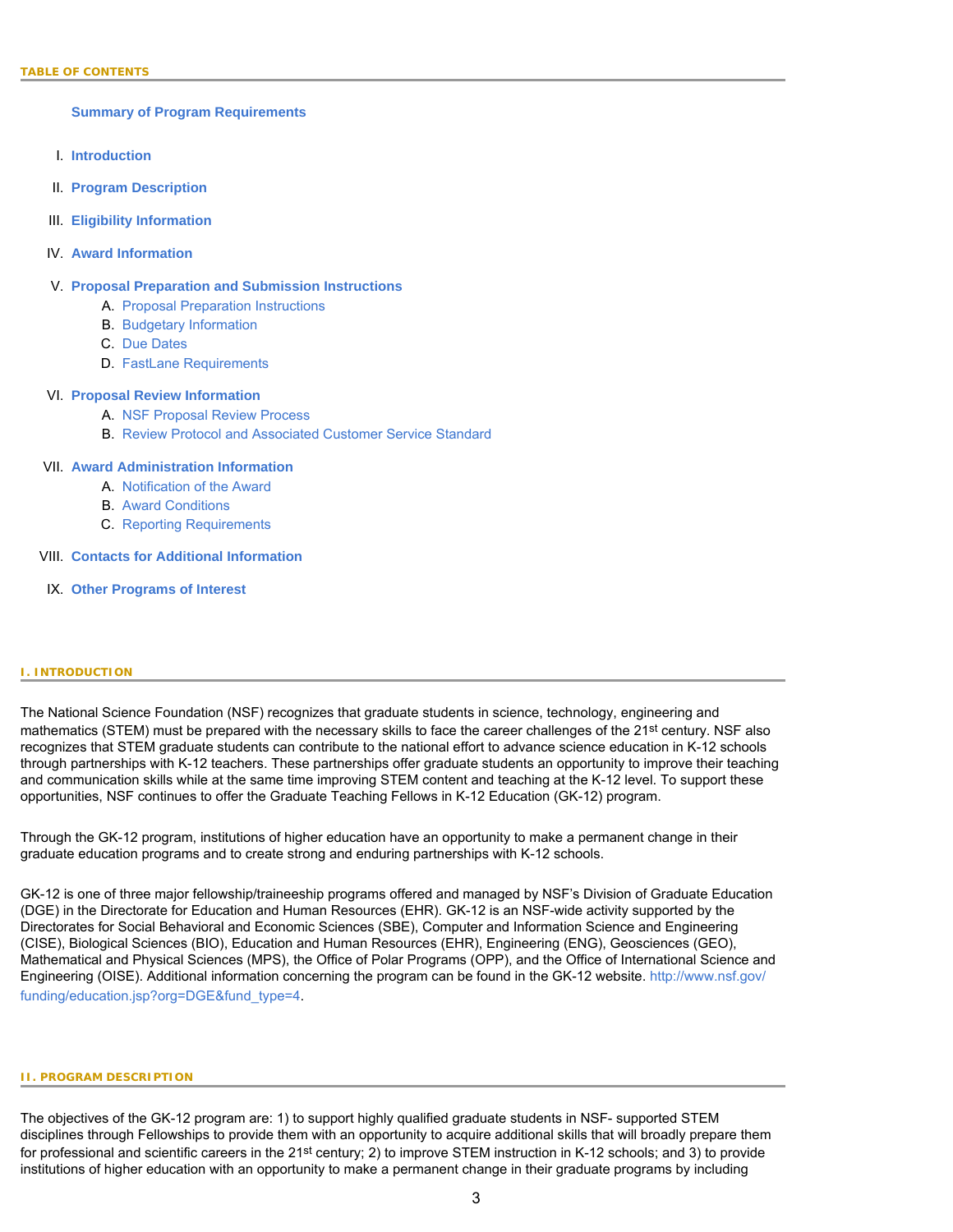## TABLE OF CONTENTS

**Summary of Program Requirements**

I. **Introduction**

II. **Program Description**

III. **Eligibility Information**

IV. **Award Information**

V. **Proposal Preparation and Submission Instructions**
   - A. Proposal Preparation Instructions
   - B. Budgetary Information
   - C. Due Dates
   - D. FastLane Requirements

VI. **Proposal Review Information**
   - A. NSF Proposal Review Process
   - B. Review Protocol and Associated Customer Service Standard

VII. **Award Administration Information**
   - A. Notification of the Award
   - B. Award Conditions
   - C. Reporting Requirements

VIII. **Contacts for Additional Information**

IX. **Other Programs of Interest**

## I. INTRODUCTION

The National Science Foundation (NSF) recognizes that graduate students in science, technology, engineering and mathematics (STEM) must be prepared with the necessary skills to face the career challenges of the 21st century. NSF also recognizes that STEM graduate students can contribute to the national effort to advance science education in K-12 schools through partnerships with K-12 teachers. These partnerships offer graduate students an opportunity to improve their teaching and communication skills while at the same time improving STEM content and teaching at the K-12 level. To support these opportunities, NSF continues to offer the Graduate Teaching Fellows in K-12 Education (GK-12) program.

Through the GK-12 program, institutions of higher education have an opportunity to make a permanent change in their graduate education programs and to create strong and enduring partnerships with K-12 schools.

GK-12 is one of three major fellowship/traineeship programs offered and managed by NSF's Division of Graduate Education (DGE) in the Directorate for Education and Human Resources (EHR). GK-12 is an NSF-wide activity supported by the Directorates for Social Behavioral and Economic Sciences (SBE), Computer and Information Science and Engineering (CISE), Biological Sciences (BIO), Education and Human Resources (EHR), Engineering (ENG), Geosciences (GEO), Mathematical and Physical Sciences (MPS), the Office of Polar Programs (OPP), and the Office of International Science and Engineering (OISE). Additional information concerning the program can be found in the GK-12 website. http://www.nsf.gov/funding/education.jsp?org=DGE&fund_type=4.

## II. PROGRAM DESCRIPTION

The objectives of the GK-12 program are: 1) to support highly qualified graduate students in NSF- supported STEM disciplines through Fellowships to provide them with an opportunity to acquire additional skills that will broadly prepare them for professional and scientific careers in the 21st century; 2) to improve STEM instruction in K-12 schools; and 3) to provide institutions of higher education with an opportunity to make a permanent change in their graduate programs by including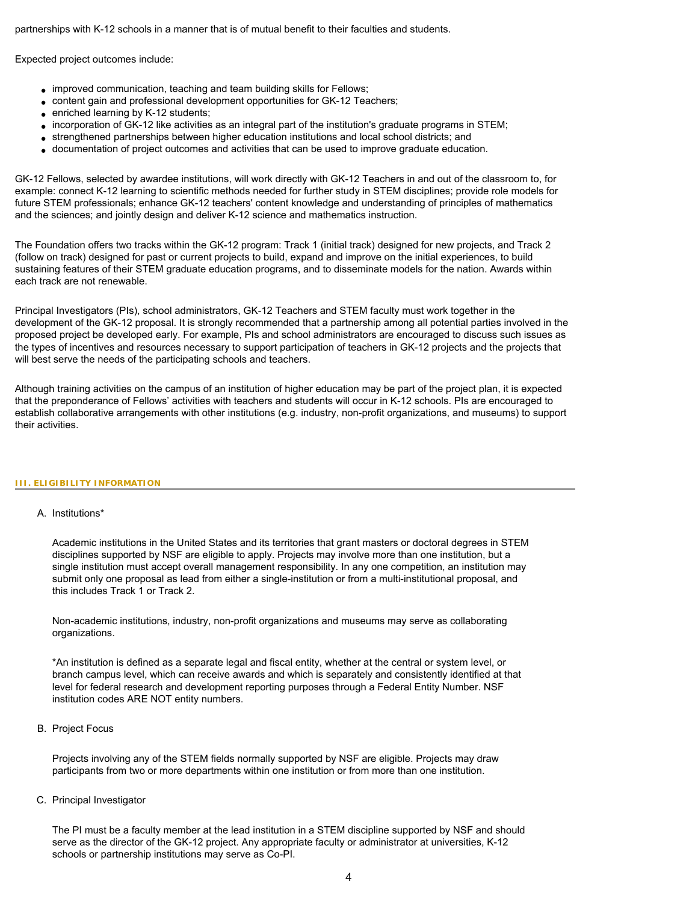partnerships with K-12 schools in a manner that is of mutual benefit to their faculties and students.

Expected project outcomes include:

- improved communication, teaching and team building skills for Fellows;
- content gain and professional development opportunities for GK-12 Teachers;
- enriched learning by K-12 students;
- incorporation of GK-12 like activities as an integral part of the institution's graduate programs in STEM;
- strengthened partnerships between higher education institutions and local school districts; and
- documentation of project outcomes and activities that can be used to improve graduate education.

GK-12 Fellows, selected by awardee institutions, will work directly with GK-12 Teachers in and out of the classroom to, for example: connect K-12 learning to scientific methods needed for further study in STEM disciplines; provide role models for future STEM professionals; enhance GK-12 teachers' content knowledge and understanding of principles of mathematics and the sciences; and jointly design and deliver K-12 science and mathematics instruction.

The Foundation offers two tracks within the GK-12 program: Track 1 (initial track) designed for new projects, and Track 2 (follow on track) designed for past or current projects to build, expand and improve on the initial experiences, to build sustaining features of their STEM graduate education programs, and to disseminate models for the nation. Awards within each track are not renewable.

Principal Investigators (PIs), school administrators, GK-12 Teachers and STEM faculty must work together in the development of the GK-12 proposal. It is strongly recommended that a partnership among all potential parties involved in the proposed project be developed early. For example, PIs and school administrators are encouraged to discuss such issues as the types of incentives and resources necessary to support participation of teachers in GK-12 projects and the projects that will best serve the needs of the participating schools and teachers.

Although training activities on the campus of an institution of higher education may be part of the project plan, it is expected that the preponderance of Fellows' activities with teachers and students will occur in K-12 schools. PIs are encouraged to establish collaborative arrangements with other institutions (e.g. industry, non-profit organizations, and museums) to support their activities.

## III. ELIGIBILITY INFORMATION

A. Institutions*

Academic institutions in the United States and its territories that grant masters or doctoral degrees in STEM disciplines supported by NSF are eligible to apply. Projects may involve more than one institution, but a single institution must accept overall management responsibility. In any one competition, an institution may submit only one proposal as lead from either a single-institution or from a multi-institutional proposal, and this includes Track 1 or Track 2.

Non-academic institutions, industry, non-profit organizations and museums may serve as collaborating organizations.

*An institution is defined as a separate legal and fiscal entity, whether at the central or system level, or branch campus level, which can receive awards and which is separately and consistently identified at that level for federal research and development reporting purposes through a Federal Entity Number. NSF institution codes ARE NOT entity numbers.

B. Project Focus

Projects involving any of the STEM fields normally supported by NSF are eligible. Projects may draw participants from two or more departments within one institution or from more than one institution.

C. Principal Investigator

The PI must be a faculty member at the lead institution in a STEM discipline supported by NSF and should serve as the director of the GK-12 project. Any appropriate faculty or administrator at universities, K-12 schools or partnership institutions may serve as Co-PI.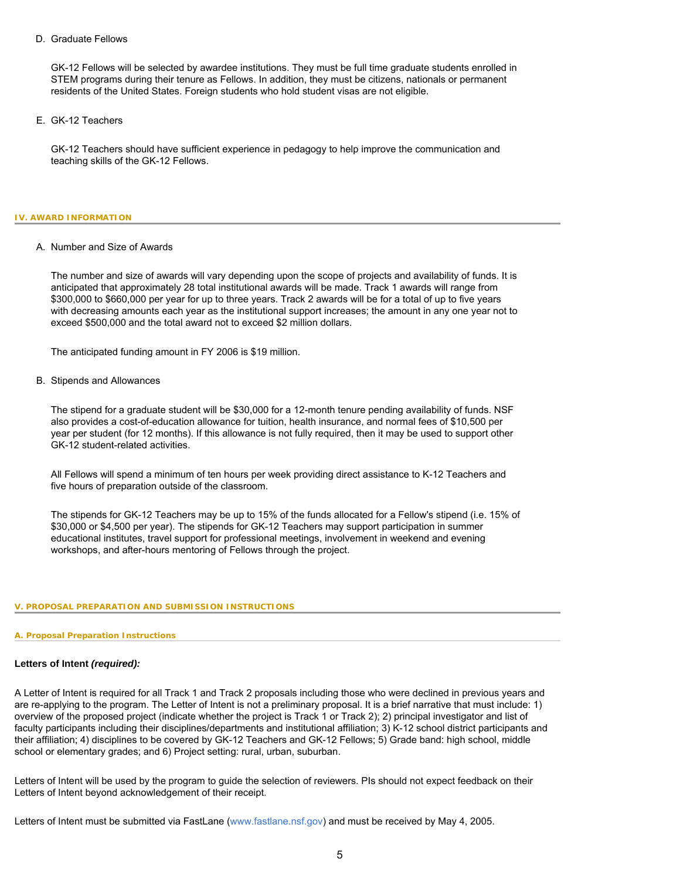D. Graduate Fellows

GK-12 Fellows will be selected by awardee institutions. They must be full time graduate students enrolled in STEM programs during their tenure as Fellows. In addition, they must be citizens, nationals or permanent residents of the United States. Foreign students who hold student visas are not eligible.

E. GK-12 Teachers

GK-12 Teachers should have sufficient experience in pedagogy to help improve the communication and teaching skills of the GK-12 Fellows.

## IV. AWARD INFORMATION

A. Number and Size of Awards

The number and size of awards will vary depending upon the scope of projects and availability of funds. It is anticipated that approximately 28 total institutional awards will be made. Track 1 awards will range from $300,000 to $660,000 per year for up to three years. Track 2 awards will be for a total of up to five years with decreasing amounts each year as the institutional support increases; the amount in any one year not to exceed $500,000 and the total award not to exceed $2 million dollars.

The anticipated funding amount in FY 2006 is $19 million.

B. Stipends and Allowances

The stipend for a graduate student will be $30,000 for a 12-month tenure pending availability of funds. NSF also provides a cost-of-education allowance for tuition, health insurance, and normal fees of $10,500 per year per student (for 12 months). If this allowance is not fully required, then it may be used to support other GK-12 student-related activities.

All Fellows will spend a minimum of ten hours per week providing direct assistance to K-12 Teachers and five hours of preparation outside of the classroom.

The stipends for GK-12 Teachers may be up to 15% of the funds allocated for a Fellow's stipend (i.e. 15% of $30,000 or $4,500 per year). The stipends for GK-12 Teachers may support participation in summer educational institutes, travel support for professional meetings, involvement in weekend and evening workshops, and after-hours mentoring of Fellows through the project.

## V. PROPOSAL PREPARATION AND SUBMISSION INSTRUCTIONS

### A. Proposal Preparation Instructions

**Letters of Intent *(required):***

A Letter of Intent is required for all Track 1 and Track 2 proposals including those who were declined in previous years and are re-applying to the program. The Letter of Intent is not a preliminary proposal. It is a brief narrative that must include: 1) overview of the proposed project (indicate whether the project is Track 1 or Track 2); 2) principal investigator and list of faculty participants including their disciplines/departments and institutional affiliation; 3) K-12 school district participants and their affiliation; 4) disciplines to be covered by GK-12 Teachers and GK-12 Fellows; 5) Grade band: high school, middle school or elementary grades; and 6) Project setting: rural, urban, suburban.

Letters of Intent will be used by the program to guide the selection of reviewers. PIs should not expect feedback on their Letters of Intent beyond acknowledgement of their receipt.

Letters of Intent must be submitted via FastLane (www.fastlane.nsf.gov) and must be received by May 4, 2005.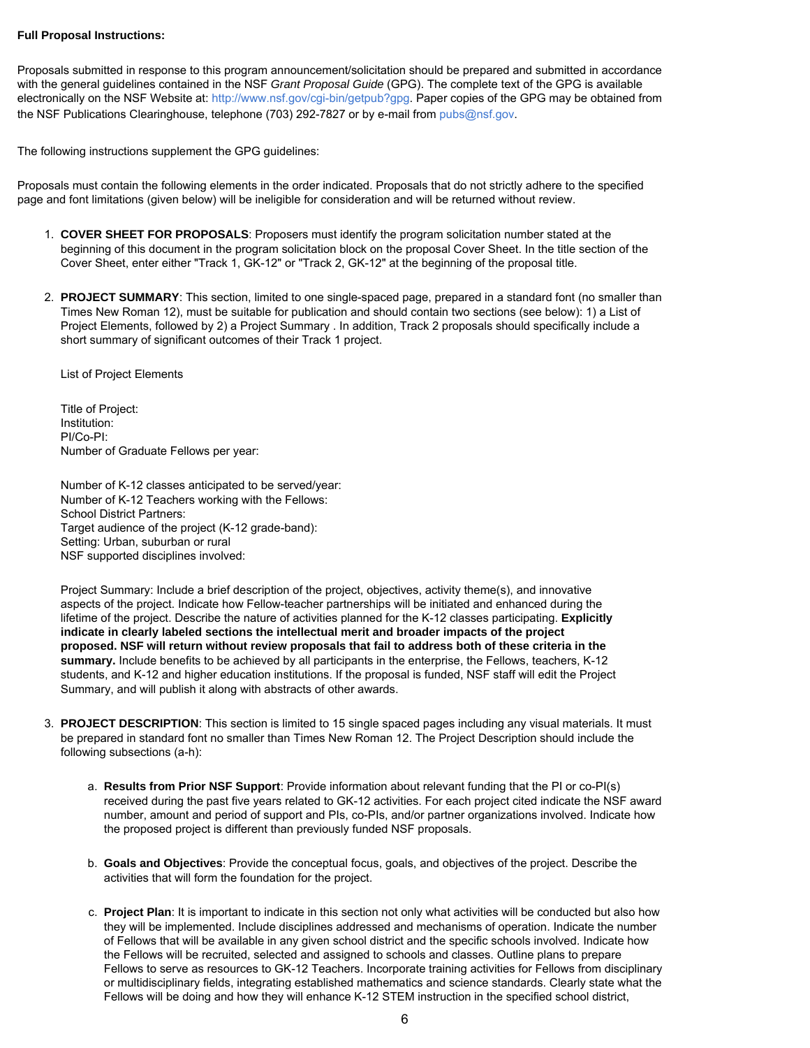**Full Proposal Instructions:**

Proposals submitted in response to this program announcement/solicitation should be prepared and submitted in accordance with the general guidelines contained in the NSF *Grant Proposal Guide* (GPG). The complete text of the GPG is available electronically on the NSF Website at: http://www.nsf.gov/cgi-bin/getpub?gpg. Paper copies of the GPG may be obtained from the NSF Publications Clearinghouse, telephone (703) 292-7827 or by e-mail from pubs@nsf.gov.

The following instructions supplement the GPG guidelines:

Proposals must contain the following elements in the order indicated. Proposals that do not strictly adhere to the specified page and font limitations (given below) will be ineligible for consideration and will be returned without review.

1. **COVER SHEET FOR PROPOSALS**: Proposers must identify the program solicitation number stated at the beginning of this document in the program solicitation block on the proposal Cover Sheet. In the title section of the Cover Sheet, enter either "Track 1, GK-12" or "Track 2, GK-12" at the beginning of the proposal title.

2. **PROJECT SUMMARY**: This section, limited to one single-spaced page, prepared in a standard font (no smaller than Times New Roman 12), must be suitable for publication and should contain two sections (see below): 1) a List of Project Elements, followed by 2) a Project Summary . In addition, Track 2 proposals should specifically include a short summary of significant outcomes of their Track 1 project.

   List of Project Elements

   Title of Project:
   Institution:
   PI/Co-PI:
   Number of Graduate Fellows per year:

   Number of K-12 classes anticipated to be served/year:
   Number of K-12 Teachers working with the Fellows:
   School District Partners:
   Target audience of the project (K-12 grade-band):
   Setting: Urban, suburban or rural
   NSF supported disciplines involved:

   Project Summary: Include a brief description of the project, objectives, activity theme(s), and innovative aspects of the project. Indicate how Fellow-teacher partnerships will be initiated and enhanced during the lifetime of the project. Describe the nature of activities planned for the K-12 classes participating. **Explicitly indicate in clearly labeled sections the intellectual merit and broader impacts of the project proposed. NSF will return without review proposals that fail to address both of these criteria in the summary.** Include benefits to be achieved by all participants in the enterprise, the Fellows, teachers, K-12 students, and K-12 and higher education institutions. If the proposal is funded, NSF staff will edit the Project Summary, and will publish it along with abstracts of other awards.

3. **PROJECT DESCRIPTION**: This section is limited to 15 single spaced pages including any visual materials. It must be prepared in standard font no smaller than Times New Roman 12. The Project Description should include the following subsections (a-h):

   a. **Results from Prior NSF Support**: Provide information about relevant funding that the PI or co-PI(s) received during the past five years related to GK-12 activities. For each project cited indicate the NSF award number, amount and period of support and PIs, co-PIs, and/or partner organizations involved. Indicate how the proposed project is different than previously funded NSF proposals.

   b. **Goals and Objectives**: Provide the conceptual focus, goals, and objectives of the project. Describe the activities that will form the foundation for the project.

   c. **Project Plan**: It is important to indicate in this section not only what activities will be conducted but also how they will be implemented. Include disciplines addressed and mechanisms of operation. Indicate the number of Fellows that will be available in any given school district and the specific schools involved. Indicate how the Fellows will be recruited, selected and assigned to schools and classes. Outline plans to prepare Fellows to serve as resources to GK-12 Teachers. Incorporate training activities for Fellows from disciplinary or multidisciplinary fields, integrating established mathematics and science standards. Clearly state what the Fellows will be doing and how they will enhance K-12 STEM instruction in the specified school district,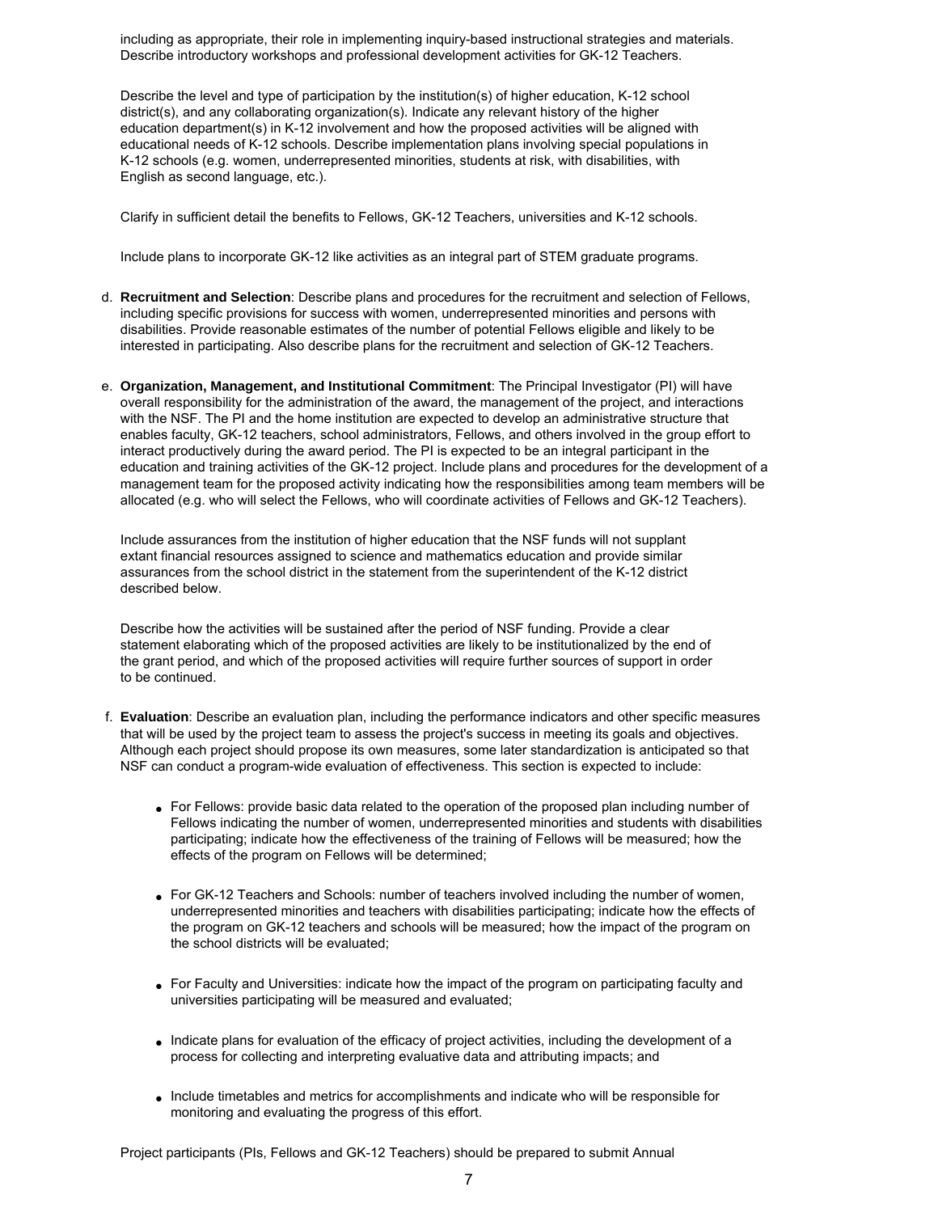including as appropriate, their role in implementing inquiry-based instructional strategies and materials. Describe introductory workshops and professional development activities for GK-12 Teachers.

Describe the level and type of participation by the institution(s) of higher education, K-12 school district(s), and any collaborating organization(s). Indicate any relevant history of the higher education department(s) in K-12 involvement and how the proposed activities will be aligned with educational needs of K-12 schools. Describe implementation plans involving special populations in K-12 schools (e.g. women, underrepresented minorities, students at risk, with disabilities, with English as second language, etc.).

Clarify in sufficient detail the benefits to Fellows, GK-12 Teachers, universities and K-12 schools.

Include plans to incorporate GK-12 like activities as an integral part of STEM graduate programs.

d. **Recruitment and Selection**: Describe plans and procedures for the recruitment and selection of Fellows, including specific provisions for success with women, underrepresented minorities and persons with disabilities. Provide reasonable estimates of the number of potential Fellows eligible and likely to be interested in participating. Also describe plans for the recruitment and selection of GK-12 Teachers.

e. **Organization, Management, and Institutional Commitment**: The Principal Investigator (PI) will have overall responsibility for the administration of the award, the management of the project, and interactions with the NSF. The PI and the home institution are expected to develop an administrative structure that enables faculty, GK-12 teachers, school administrators, Fellows, and others involved in the group effort to interact productively during the award period. The PI is expected to be an integral participant in the education and training activities of the GK-12 project. Include plans and procedures for the development of a management team for the proposed activity indicating how the responsibilities among team members will be allocated (e.g. who will select the Fellows, who will coordinate activities of Fellows and GK-12 Teachers).

Include assurances from the institution of higher education that the NSF funds will not supplant extant financial resources assigned to science and mathematics education and provide similar assurances from the school district in the statement from the superintendent of the K-12 district described below.

Describe how the activities will be sustained after the period of NSF funding. Provide a clear statement elaborating which of the proposed activities are likely to be institutionalized by the end of the grant period, and which of the proposed activities will require further sources of support in order to be continued.

f. **Evaluation**: Describe an evaluation plan, including the performance indicators and other specific measures that will be used by the project team to assess the project's success in meeting its goals and objectives. Although each project should propose its own measures, some later standardization is anticipated so that NSF can conduct a program-wide evaluation of effectiveness. This section is expected to include:

- For Fellows: provide basic data related to the operation of the proposed plan including number of Fellows indicating the number of women, underrepresented minorities and students with disabilities participating; indicate how the effectiveness of the training of Fellows will be measured; how the effects of the program on Fellows will be determined;

- For GK-12 Teachers and Schools: number of teachers involved including the number of women, underrepresented minorities and teachers with disabilities participating; indicate how the effects of the program on GK-12 teachers and schools will be measured; how the impact of the program on the school districts will be evaluated;

- For Faculty and Universities: indicate how the impact of the program on participating faculty and universities participating will be measured and evaluated;

- Indicate plans for evaluation of the efficacy of project activities, including the development of a process for collecting and interpreting evaluative data and attributing impacts; and

- Include timetables and metrics for accomplishments and indicate who will be responsible for monitoring and evaluating the progress of this effort.

Project participants (PIs, Fellows and GK-12 Teachers) should be prepared to submit Annual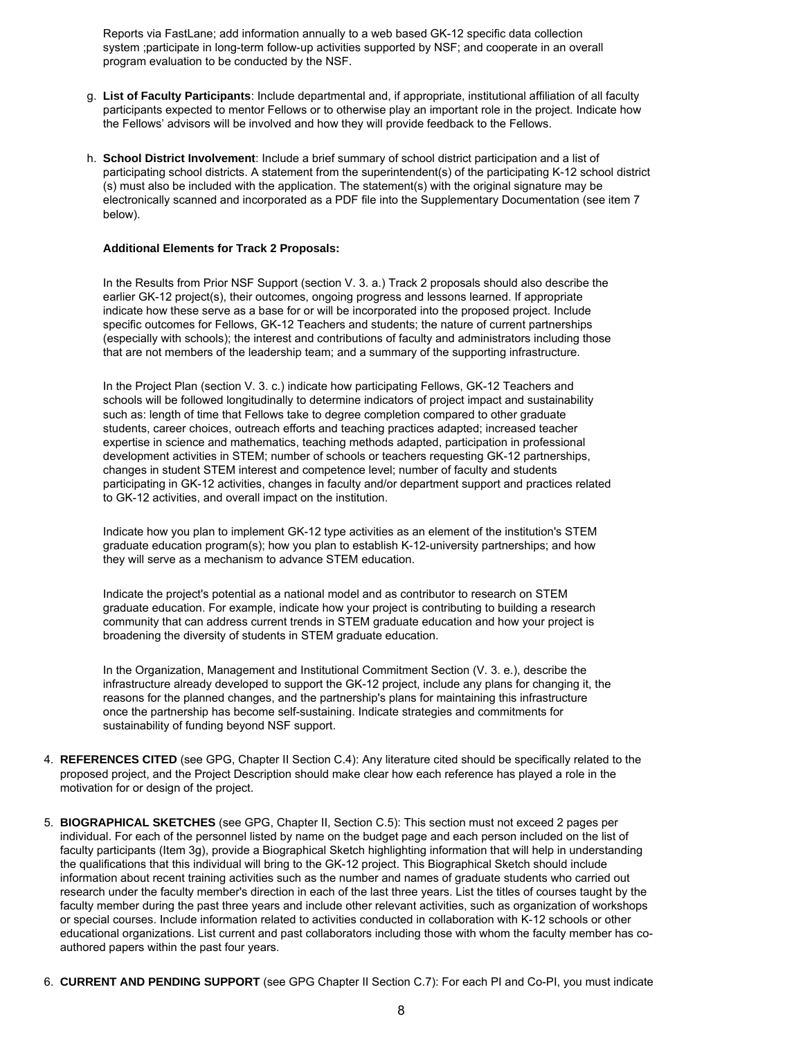Reports via FastLane; add information annually to a web based GK-12 specific data collection system ;participate in long-term follow-up activities supported by NSF; and cooperate in an overall program evaluation to be conducted by the NSF.

g. **List of Faculty Participants**: Include departmental and, if appropriate, institutional affiliation of all faculty participants expected to mentor Fellows or to otherwise play an important role in the project. Indicate how the Fellows' advisors will be involved and how they will provide feedback to the Fellows.

h. **School District Involvement**: Include a brief summary of school district participation and a list of participating school districts. A statement from the superintendent(s) of the participating K-12 school district (s) must also be included with the application. The statement(s) with the original signature may be electronically scanned and incorporated as a PDF file into the Supplementary Documentation (see item 7 below).

**Additional Elements for Track 2 Proposals:**

In the Results from Prior NSF Support (section V. 3. a.) Track 2 proposals should also describe the earlier GK-12 project(s), their outcomes, ongoing progress and lessons learned. If appropriate indicate how these serve as a base for or will be incorporated into the proposed project. Include specific outcomes for Fellows, GK-12 Teachers and students; the nature of current partnerships (especially with schools); the interest and contributions of faculty and administrators including those that are not members of the leadership team; and a summary of the supporting infrastructure.

In the Project Plan (section V. 3. c.) indicate how participating Fellows, GK-12 Teachers and schools will be followed longitudinally to determine indicators of project impact and sustainability such as: length of time that Fellows take to degree completion compared to other graduate students, career choices, outreach efforts and teaching practices adapted; increased teacher expertise in science and mathematics, teaching methods adapted, participation in professional development activities in STEM; number of schools or teachers requesting GK-12 partnerships, changes in student STEM interest and competence level; number of faculty and students participating in GK-12 activities, changes in faculty and/or department support and practices related to GK-12 activities, and overall impact on the institution.

Indicate how you plan to implement GK-12 type activities as an element of the institution's STEM graduate education program(s); how you plan to establish K-12-university partnerships; and how they will serve as a mechanism to advance STEM education.

Indicate the project's potential as a national model and as contributor to research on STEM graduate education. For example, indicate how your project is contributing to building a research community that can address current trends in STEM graduate education and how your project is broadening the diversity of students in STEM graduate education.

In the Organization, Management and Institutional Commitment Section (V. 3. e.), describe the infrastructure already developed to support the GK-12 project, include any plans for changing it, the reasons for the planned changes, and the partnership's plans for maintaining this infrastructure once the partnership has become self-sustaining. Indicate strategies and commitments for sustainability of funding beyond NSF support.

4. **REFERENCES CITED** (see GPG, Chapter II Section C.4): Any literature cited should be specifically related to the proposed project, and the Project Description should make clear how each reference has played a role in the motivation for or design of the project.

5. **BIOGRAPHICAL SKETCHES** (see GPG, Chapter II, Section C.5): This section must not exceed 2 pages per individual. For each of the personnel listed by name on the budget page and each person included on the list of faculty participants (Item 3g), provide a Biographical Sketch highlighting information that will help in understanding the qualifications that this individual will bring to the GK-12 project. This Biographical Sketch should include information about recent training activities such as the number and names of graduate students who carried out research under the faculty member's direction in each of the last three years. List the titles of courses taught by the faculty member during the past three years and include other relevant activities, such as organization of workshops or special courses. Include information related to activities conducted in collaboration with K-12 schools or other educational organizations. List current and past collaborators including those with whom the faculty member has co-authored papers within the past four years.

6. **CURRENT AND PENDING SUPPORT** (see GPG Chapter II Section C.7): For each PI and Co-PI, you must indicate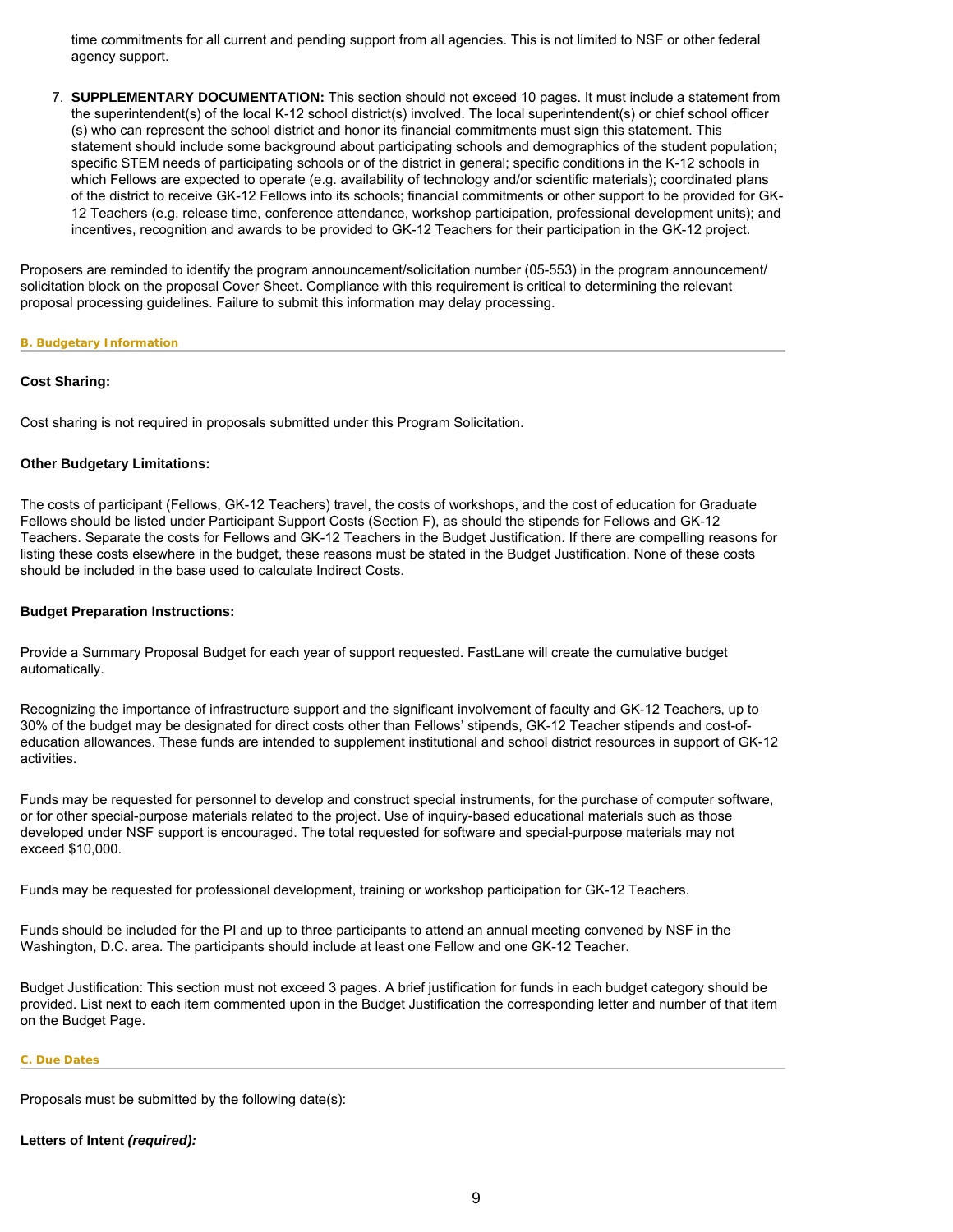time commitments for all current and pending support from all agencies. This is not limited to NSF or other federal agency support.

7. **SUPPLEMENTARY DOCUMENTATION:** This section should not exceed 10 pages. It must include a statement from the superintendent(s) of the local K-12 school district(s) involved. The local superintendent(s) or chief school officer (s) who can represent the school district and honor its financial commitments must sign this statement. This statement should include some background about participating schools and demographics of the student population; specific STEM needs of participating schools or of the district in general; specific conditions in the K-12 schools in which Fellows are expected to operate (e.g. availability of technology and/or scientific materials); coordinated plans of the district to receive GK-12 Fellows into its schools; financial commitments or other support to be provided for GK-12 Teachers (e.g. release time, conference attendance, workshop participation, professional development units); and incentives, recognition and awards to be provided to GK-12 Teachers for their participation in the GK-12 project.

Proposers are reminded to identify the program announcement/solicitation number (05-553) in the program announcement/ solicitation block on the proposal Cover Sheet. Compliance with this requirement is critical to determining the relevant proposal processing guidelines. Failure to submit this information may delay processing.

## B. Budgetary Information

**Cost Sharing:**

Cost sharing is not required in proposals submitted under this Program Solicitation.

**Other Budgetary Limitations:**

The costs of participant (Fellows, GK-12 Teachers) travel, the costs of workshops, and the cost of education for Graduate Fellows should be listed under Participant Support Costs (Section F), as should the stipends for Fellows and GK-12 Teachers. Separate the costs for Fellows and GK-12 Teachers in the Budget Justification. If there are compelling reasons for listing these costs elsewhere in the budget, these reasons must be stated in the Budget Justification. None of these costs should be included in the base used to calculate Indirect Costs.

**Budget Preparation Instructions:**

Provide a Summary Proposal Budget for each year of support requested. FastLane will create the cumulative budget automatically.

Recognizing the importance of infrastructure support and the significant involvement of faculty and GK-12 Teachers, up to 30% of the budget may be designated for direct costs other than Fellows' stipends, GK-12 Teacher stipends and cost-of-education allowances. These funds are intended to supplement institutional and school district resources in support of GK-12 activities.

Funds may be requested for personnel to develop and construct special instruments, for the purchase of computer software, or for other special-purpose materials related to the project. Use of inquiry-based educational materials such as those developed under NSF support is encouraged. The total requested for software and special-purpose materials may not exceed $10,000.

Funds may be requested for professional development, training or workshop participation for GK-12 Teachers.

Funds should be included for the PI and up to three participants to attend an annual meeting convened by NSF in the Washington, D.C. area. The participants should include at least one Fellow and one GK-12 Teacher.

Budget Justification: This section must not exceed 3 pages. A brief justification for funds in each budget category should be provided. List next to each item commented upon in the Budget Justification the corresponding letter and number of that item on the Budget Page.

## C. Due Dates

Proposals must be submitted by the following date(s):

**Letters of Intent *(required):***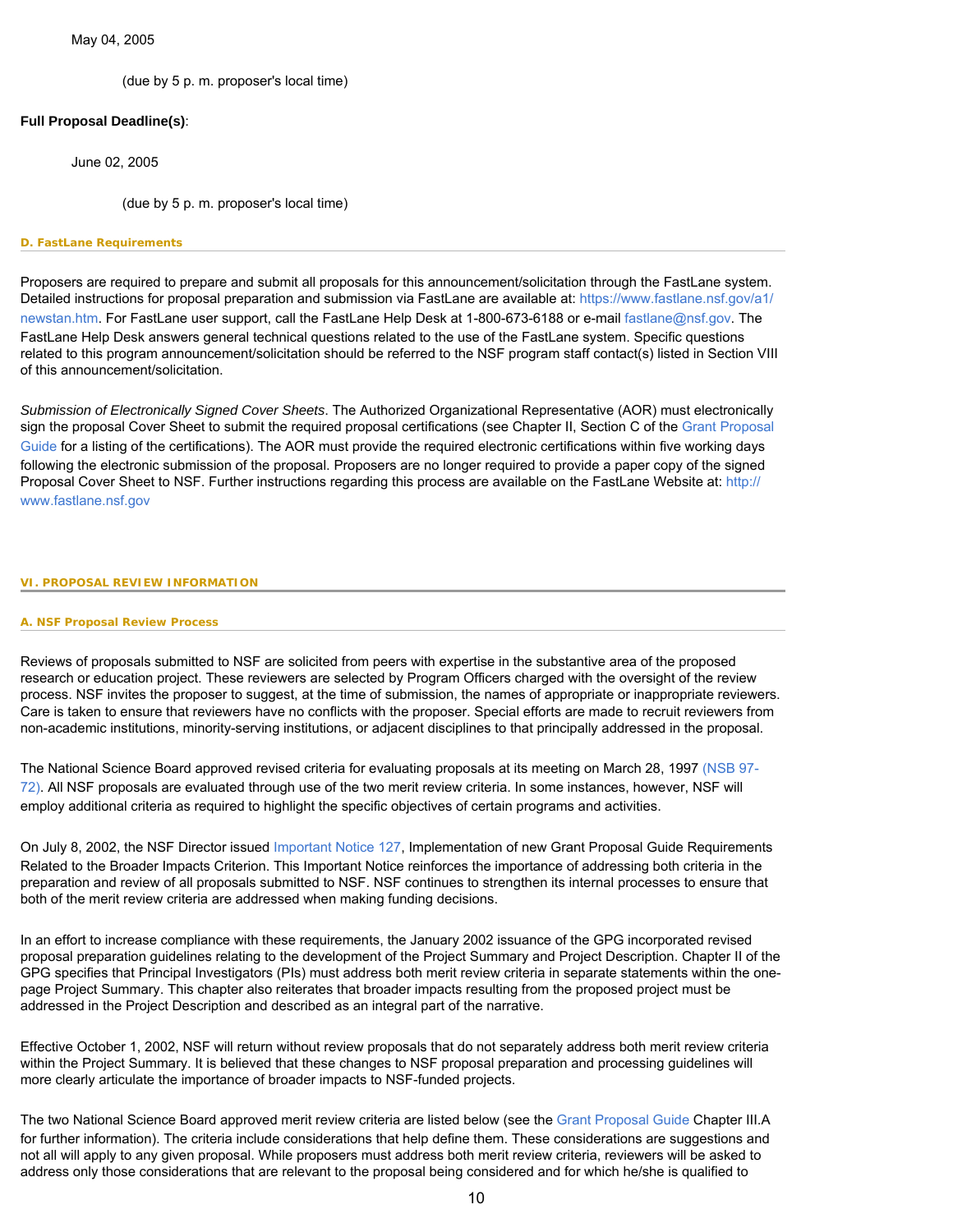May 04, 2005

(due by 5 p. m. proposer's local time)

**Full Proposal Deadline(s)**:

June 02, 2005

(due by 5 p. m. proposer's local time)

#### D. FastLane Requirements

Proposers are required to prepare and submit all proposals for this announcement/solicitation through the FastLane system. Detailed instructions for proposal preparation and submission via FastLane are available at: https://www.fastlane.nsf.gov/a1/newstan.htm. For FastLane user support, call the FastLane Help Desk at 1-800-673-6188 or e-mail fastlane@nsf.gov. The FastLane Help Desk answers general technical questions related to the use of the FastLane system. Specific questions related to this program announcement/solicitation should be referred to the NSF program staff contact(s) listed in Section VIII of this announcement/solicitation.

*Submission of Electronically Signed Cover Sheets*. The Authorized Organizational Representative (AOR) must electronically sign the proposal Cover Sheet to submit the required proposal certifications (see Chapter II, Section C of the Grant Proposal Guide for a listing of the certifications). The AOR must provide the required electronic certifications within five working days following the electronic submission of the proposal. Proposers are no longer required to provide a paper copy of the signed Proposal Cover Sheet to NSF. Further instructions regarding this process are available on the FastLane Website at: http://www.fastlane.nsf.gov

## VI. PROPOSAL REVIEW INFORMATION

#### A. NSF Proposal Review Process

Reviews of proposals submitted to NSF are solicited from peers with expertise in the substantive area of the proposed research or education project. These reviewers are selected by Program Officers charged with the oversight of the review process. NSF invites the proposer to suggest, at the time of submission, the names of appropriate or inappropriate reviewers. Care is taken to ensure that reviewers have no conflicts with the proposer. Special efforts are made to recruit reviewers from non-academic institutions, minority-serving institutions, or adjacent disciplines to that principally addressed in the proposal.

The National Science Board approved revised criteria for evaluating proposals at its meeting on March 28, 1997 (NSB 97-72). All NSF proposals are evaluated through use of the two merit review criteria. In some instances, however, NSF will employ additional criteria as required to highlight the specific objectives of certain programs and activities.

On July 8, 2002, the NSF Director issued Important Notice 127, Implementation of new Grant Proposal Guide Requirements Related to the Broader Impacts Criterion. This Important Notice reinforces the importance of addressing both criteria in the preparation and review of all proposals submitted to NSF. NSF continues to strengthen its internal processes to ensure that both of the merit review criteria are addressed when making funding decisions.

In an effort to increase compliance with these requirements, the January 2002 issuance of the GPG incorporated revised proposal preparation guidelines relating to the development of the Project Summary and Project Description. Chapter II of the GPG specifies that Principal Investigators (PIs) must address both merit review criteria in separate statements within the one-page Project Summary. This chapter also reiterates that broader impacts resulting from the proposed project must be addressed in the Project Description and described as an integral part of the narrative.

Effective October 1, 2002, NSF will return without review proposals that do not separately address both merit review criteria within the Project Summary. It is believed that these changes to NSF proposal preparation and processing guidelines will more clearly articulate the importance of broader impacts to NSF-funded projects.

The two National Science Board approved merit review criteria are listed below (see the Grant Proposal Guide Chapter III.A for further information). The criteria include considerations that help define them. These considerations are suggestions and not all will apply to any given proposal. While proposers must address both merit review criteria, reviewers will be asked to address only those considerations that are relevant to the proposal being considered and for which he/she is qualified to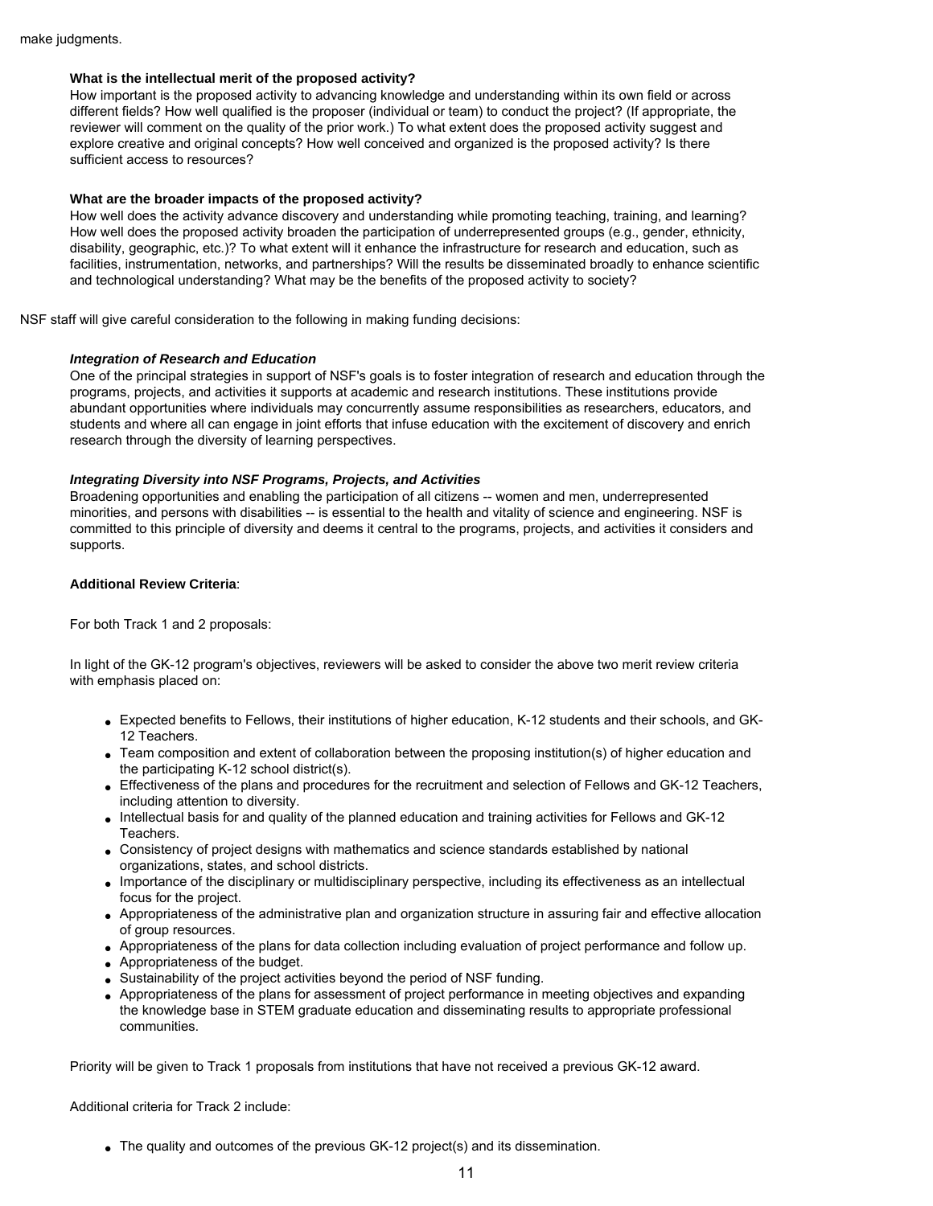make judgments.

**What is the intellectual merit of the proposed activity?**
How important is the proposed activity to advancing knowledge and understanding within its own field or across different fields? How well qualified is the proposer (individual or team) to conduct the project? (If appropriate, the reviewer will comment on the quality of the prior work.) To what extent does the proposed activity suggest and explore creative and original concepts? How well conceived and organized is the proposed activity? Is there sufficient access to resources?

**What are the broader impacts of the proposed activity?**
How well does the activity advance discovery and understanding while promoting teaching, training, and learning? How well does the proposed activity broaden the participation of underrepresented groups (e.g., gender, ethnicity, disability, geographic, etc.)? To what extent will it enhance the infrastructure for research and education, such as facilities, instrumentation, networks, and partnerships? Will the results be disseminated broadly to enhance scientific and technological understanding? What may be the benefits of the proposed activity to society?

NSF staff will give careful consideration to the following in making funding decisions:

***Integration of Research and Education***
One of the principal strategies in support of NSF's goals is to foster integration of research and education through the programs, projects, and activities it supports at academic and research institutions. These institutions provide abundant opportunities where individuals may concurrently assume responsibilities as researchers, educators, and students and where all can engage in joint efforts that infuse education with the excitement of discovery and enrich research through the diversity of learning perspectives.

***Integrating Diversity into NSF Programs, Projects, and Activities***
Broadening opportunities and enabling the participation of all citizens -- women and men, underrepresented minorities, and persons with disabilities -- is essential to the health and vitality of science and engineering. NSF is committed to this principle of diversity and deems it central to the programs, projects, and activities it considers and supports.

**Additional Review Criteria**:

For both Track 1 and 2 proposals:

In light of the GK-12 program's objectives, reviewers will be asked to consider the above two merit review criteria with emphasis placed on:

- Expected benefits to Fellows, their institutions of higher education, K-12 students and their schools, and GK-12 Teachers.
- Team composition and extent of collaboration between the proposing institution(s) of higher education and the participating K-12 school district(s).
- Effectiveness of the plans and procedures for the recruitment and selection of Fellows and GK-12 Teachers, including attention to diversity.
- Intellectual basis for and quality of the planned education and training activities for Fellows and GK-12 Teachers.
- Consistency of project designs with mathematics and science standards established by national organizations, states, and school districts.
- Importance of the disciplinary or multidisciplinary perspective, including its effectiveness as an intellectual focus for the project.
- Appropriateness of the administrative plan and organization structure in assuring fair and effective allocation of group resources.
- Appropriateness of the plans for data collection including evaluation of project performance and follow up.
- Appropriateness of the budget.
- Sustainability of the project activities beyond the period of NSF funding.
- Appropriateness of the plans for assessment of project performance in meeting objectives and expanding the knowledge base in STEM graduate education and disseminating results to appropriate professional communities.

Priority will be given to Track 1 proposals from institutions that have not received a previous GK-12 award.

Additional criteria for Track 2 include:

- The quality and outcomes of the previous GK-12 project(s) and its dissemination.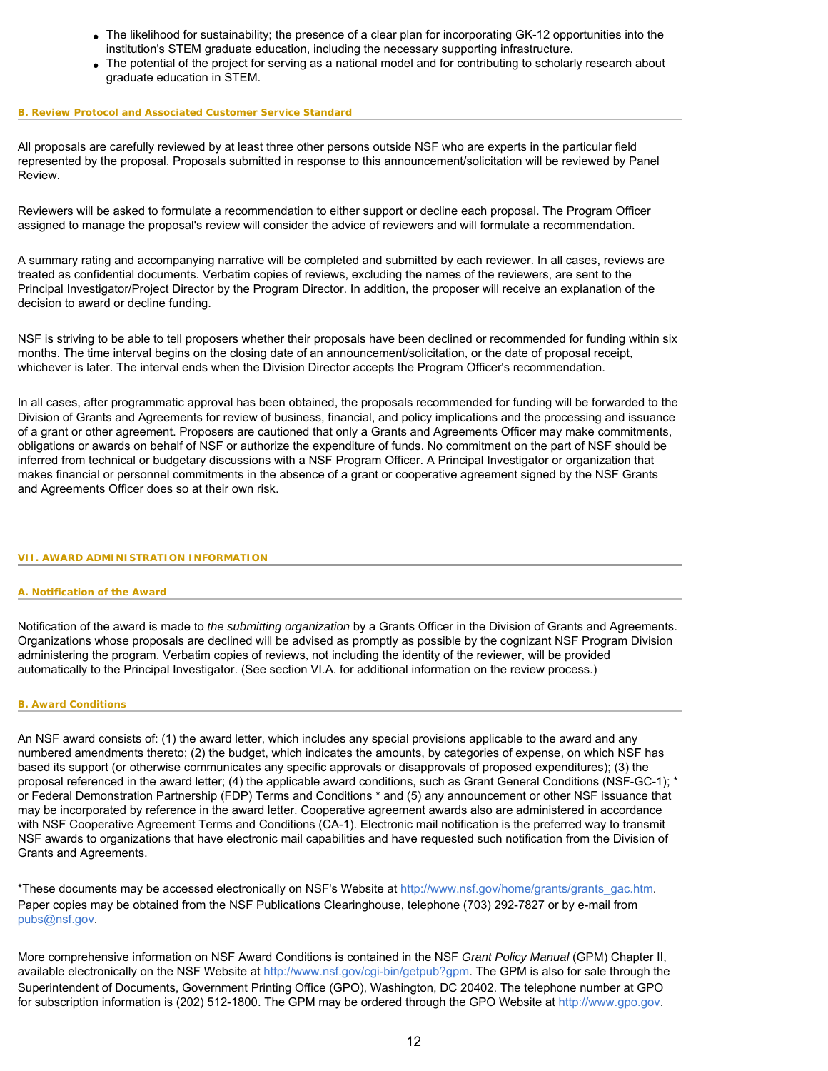- The likelihood for sustainability; the presence of a clear plan for incorporating GK-12 opportunities into the institution's STEM graduate education, including the necessary supporting infrastructure.
- The potential of the project for serving as a national model and for contributing to scholarly research about graduate education in STEM.

### B. Review Protocol and Associated Customer Service Standard

All proposals are carefully reviewed by at least three other persons outside NSF who are experts in the particular field represented by the proposal. Proposals submitted in response to this announcement/solicitation will be reviewed by Panel Review.

Reviewers will be asked to formulate a recommendation to either support or decline each proposal. The Program Officer assigned to manage the proposal's review will consider the advice of reviewers and will formulate a recommendation.

A summary rating and accompanying narrative will be completed and submitted by each reviewer. In all cases, reviews are treated as confidential documents. Verbatim copies of reviews, excluding the names of the reviewers, are sent to the Principal Investigator/Project Director by the Program Director. In addition, the proposer will receive an explanation of the decision to award or decline funding.

NSF is striving to be able to tell proposers whether their proposals have been declined or recommended for funding within six months. The time interval begins on the closing date of an announcement/solicitation, or the date of proposal receipt, whichever is later. The interval ends when the Division Director accepts the Program Officer's recommendation.

In all cases, after programmatic approval has been obtained, the proposals recommended for funding will be forwarded to the Division of Grants and Agreements for review of business, financial, and policy implications and the processing and issuance of a grant or other agreement. Proposers are cautioned that only a Grants and Agreements Officer may make commitments, obligations or awards on behalf of NSF or authorize the expenditure of funds. No commitment on the part of NSF should be inferred from technical or budgetary discussions with a NSF Program Officer. A Principal Investigator or organization that makes financial or personnel commitments in the absence of a grant or cooperative agreement signed by the NSF Grants and Agreements Officer does so at their own risk.

## VII. AWARD ADMINISTRATION INFORMATION

### A. Notification of the Award

Notification of the award is made to *the submitting organization* by a Grants Officer in the Division of Grants and Agreements. Organizations whose proposals are declined will be advised as promptly as possible by the cognizant NSF Program Division administering the program. Verbatim copies of reviews, not including the identity of the reviewer, will be provided automatically to the Principal Investigator. (See section VI.A. for additional information on the review process.)

### B. Award Conditions

An NSF award consists of: (1) the award letter, which includes any special provisions applicable to the award and any numbered amendments thereto; (2) the budget, which indicates the amounts, by categories of expense, on which NSF has based its support (or otherwise communicates any specific approvals or disapprovals of proposed expenditures); (3) the proposal referenced in the award letter; (4) the applicable award conditions, such as Grant General Conditions (NSF-GC-1); * or Federal Demonstration Partnership (FDP) Terms and Conditions * and (5) any announcement or other NSF issuance that may be incorporated by reference in the award letter. Cooperative agreement awards also are administered in accordance with NSF Cooperative Agreement Terms and Conditions (CA-1). Electronic mail notification is the preferred way to transmit NSF awards to organizations that have electronic mail capabilities and have requested such notification from the Division of Grants and Agreements.

*These documents may be accessed electronically on NSF's Website at http://www.nsf.gov/home/grants/grants_gac.htm. Paper copies may be obtained from the NSF Publications Clearinghouse, telephone (703) 292-7827 or by e-mail from pubs@nsf.gov.

More comprehensive information on NSF Award Conditions is contained in the NSF *Grant Policy Manual* (GPM) Chapter II, available electronically on the NSF Website at http://www.nsf.gov/cgi-bin/getpub?gpm. The GPM is also for sale through the Superintendent of Documents, Government Printing Office (GPO), Washington, DC 20402. The telephone number at GPO for subscription information is (202) 512-1800. The GPM may be ordered through the GPO Website at http://www.gpo.gov.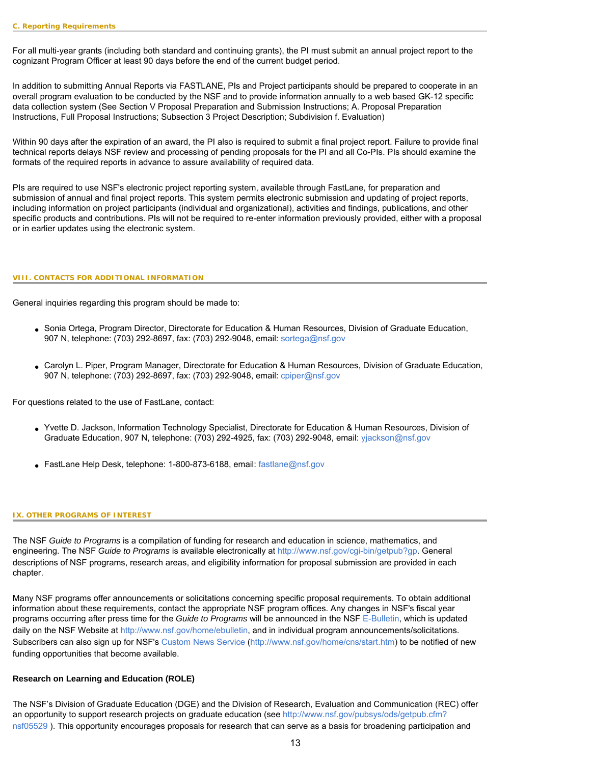### C. Reporting Requirements

For all multi-year grants (including both standard and continuing grants), the PI must submit an annual project report to the cognizant Program Officer at least 90 days before the end of the current budget period.

In addition to submitting Annual Reports via FASTLANE, PIs and Project participants should be prepared to cooperate in an overall program evaluation to be conducted by the NSF and to provide information annually to a web based GK-12 specific data collection system (See Section V Proposal Preparation and Submission Instructions; A. Proposal Preparation Instructions, Full Proposal Instructions; Subsection 3 Project Description; Subdivision f. Evaluation)

Within 90 days after the expiration of an award, the PI also is required to submit a final project report. Failure to provide final technical reports delays NSF review and processing of pending proposals for the PI and all Co-PIs. PIs should examine the formats of the required reports in advance to assure availability of required data.

PIs are required to use NSF's electronic project reporting system, available through FastLane, for preparation and submission of annual and final project reports. This system permits electronic submission and updating of project reports, including information on project participants (individual and organizational), activities and findings, publications, and other specific products and contributions. PIs will not be required to re-enter information previously provided, either with a proposal or in earlier updates using the electronic system.

## VIII. CONTACTS FOR ADDITIONAL INFORMATION

General inquiries regarding this program should be made to:

- Sonia Ortega, Program Director, Directorate for Education & Human Resources, Division of Graduate Education, 907 N, telephone: (703) 292-8697, fax: (703) 292-9048, email: sortega@nsf.gov
- Carolyn L. Piper, Program Manager, Directorate for Education & Human Resources, Division of Graduate Education, 907 N, telephone: (703) 292-8697, fax: (703) 292-9048, email: cpiper@nsf.gov

For questions related to the use of FastLane, contact:

- Yvette D. Jackson, Information Technology Specialist, Directorate for Education & Human Resources, Division of Graduate Education, 907 N, telephone: (703) 292-4925, fax: (703) 292-9048, email: yjackson@nsf.gov
- FastLane Help Desk, telephone: 1-800-873-6188, email: fastlane@nsf.gov

## IX. OTHER PROGRAMS OF INTEREST

The NSF *Guide to Programs* is a compilation of funding for research and education in science, mathematics, and engineering. The NSF *Guide to Programs* is available electronically at http://www.nsf.gov/cgi-bin/getpub?gp. General descriptions of NSF programs, research areas, and eligibility information for proposal submission are provided in each chapter.

Many NSF programs offer announcements or solicitations concerning specific proposal requirements. To obtain additional information about these requirements, contact the appropriate NSF program offices. Any changes in NSF's fiscal year programs occurring after press time for the *Guide to Programs* will be announced in the NSF E-Bulletin, which is updated daily on the NSF Website at http://www.nsf.gov/home/ebulletin, and in individual program announcements/solicitations. Subscribers can also sign up for NSF's Custom News Service (http://www.nsf.gov/home/cns/start.htm) to be notified of new funding opportunities that become available.

**Research on Learning and Education (ROLE)**

The NSF's Division of Graduate Education (DGE) and the Division of Research, Evaluation and Communication (REC) offer an opportunity to support research projects on graduate education (see http://www.nsf.gov/pubsys/ods/getpub.cfm?nsf05529 ). This opportunity encourages proposals for research that can serve as a basis for broadening participation and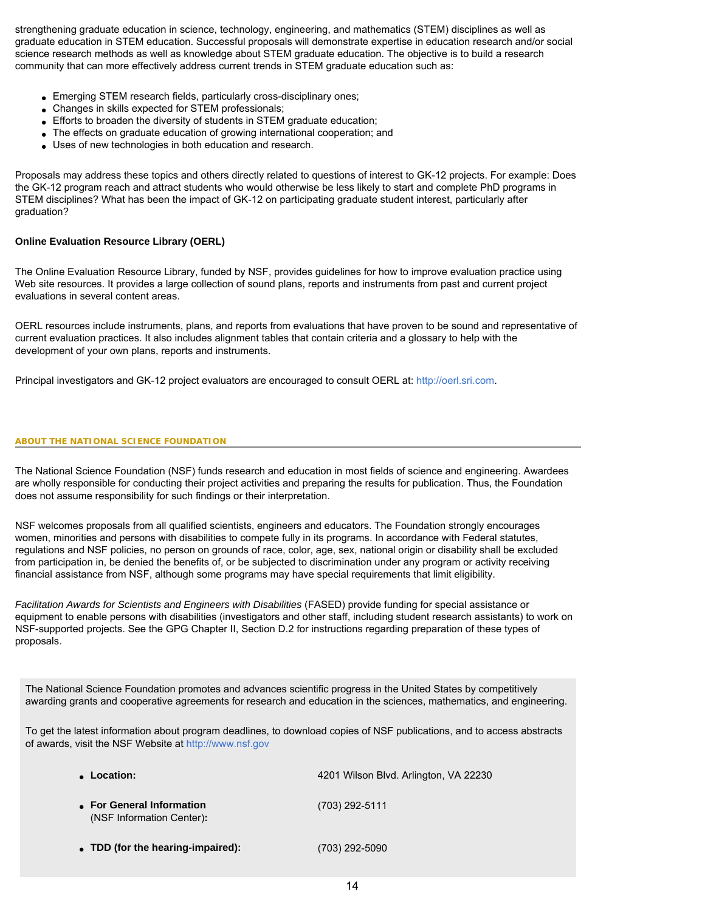strengthening graduate education in science, technology, engineering, and mathematics (STEM) disciplines as well as graduate education in STEM education. Successful proposals will demonstrate expertise in education research and/or social science research methods as well as knowledge about STEM graduate education. The objective is to build a research community that can more effectively address current trends in STEM graduate education such as:

- Emerging STEM research fields, particularly cross-disciplinary ones;
- Changes in skills expected for STEM professionals;
- Efforts to broaden the diversity of students in STEM graduate education;
- The effects on graduate education of growing international cooperation; and
- Uses of new technologies in both education and research.

Proposals may address these topics and others directly related to questions of interest to GK-12 projects. For example: Does the GK-12 program reach and attract students who would otherwise be less likely to start and complete PhD programs in STEM disciplines? What has been the impact of GK-12 on participating graduate student interest, particularly after graduation?

**Online Evaluation Resource Library (OERL)**

The Online Evaluation Resource Library, funded by NSF, provides guidelines for how to improve evaluation practice using Web site resources. It provides a large collection of sound plans, reports and instruments from past and current project evaluations in several content areas.

OERL resources include instruments, plans, and reports from evaluations that have proven to be sound and representative of current evaluation practices. It also includes alignment tables that contain criteria and a glossary to help with the development of your own plans, reports and instruments.

Principal investigators and GK-12 project evaluators are encouraged to consult OERL at: http://oerl.sri.com.

## ABOUT THE NATIONAL SCIENCE FOUNDATION

The National Science Foundation (NSF) funds research and education in most fields of science and engineering. Awardees are wholly responsible for conducting their project activities and preparing the results for publication. Thus, the Foundation does not assume responsibility for such findings or their interpretation.

NSF welcomes proposals from all qualified scientists, engineers and educators. The Foundation strongly encourages women, minorities and persons with disabilities to compete fully in its programs. In accordance with Federal statutes, regulations and NSF policies, no person on grounds of race, color, age, sex, national origin or disability shall be excluded from participation in, be denied the benefits of, or be subjected to discrimination under any program or activity receiving financial assistance from NSF, although some programs may have special requirements that limit eligibility.

*Facilitation Awards for Scientists and Engineers with Disabilities* (FASED) provide funding for special assistance or equipment to enable persons with disabilities (investigators and other staff, including student research assistants) to work on NSF-supported projects. See the GPG Chapter II, Section D.2 for instructions regarding preparation of these types of proposals.

The National Science Foundation promotes and advances scientific progress in the United States by competitively awarding grants and cooperative agreements for research and education in the sciences, mathematics, and engineering.

To get the latest information about program deadlines, to download copies of NSF publications, and to access abstracts of awards, visit the NSF Website at http://www.nsf.gov

- **Location:** 4201 Wilson Blvd. Arlington, VA 22230
- **For General Information** (NSF Information Center)**:** (703) 292-5111
- **TDD (for the hearing-impaired):** (703) 292-5090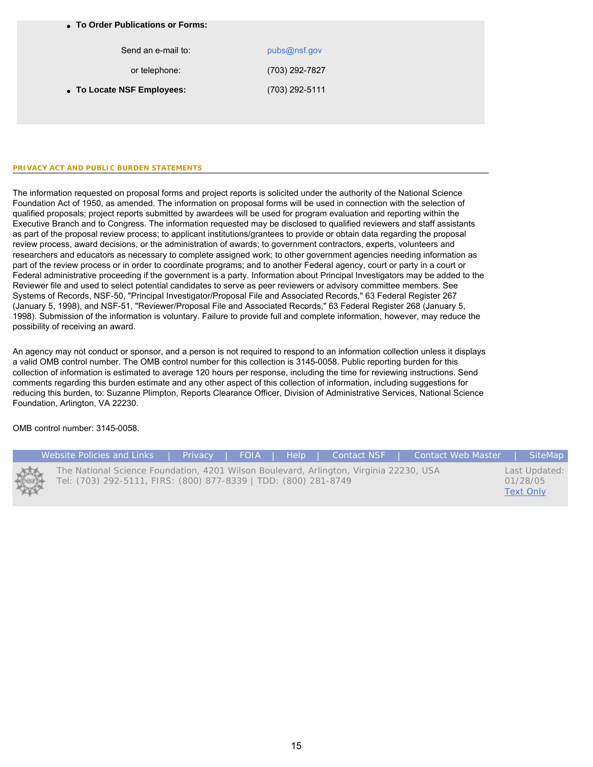- **To Order Publications or Forms:**

| | |
|---|---|
| Send an e-mail to: | pubs@nsf.gov |
| or telephone: | (703) 292-7827 |

- **To Locate NSF Employees:** (703) 292-5111

## PRIVACY ACT AND PUBLIC BURDEN STATEMENTS

The information requested on proposal forms and project reports is solicited under the authority of the National Science Foundation Act of 1950, as amended. The information on proposal forms will be used in connection with the selection of qualified proposals; project reports submitted by awardees will be used for program evaluation and reporting within the Executive Branch and to Congress. The information requested may be disclosed to qualified reviewers and staff assistants as part of the proposal review process; to applicant institutions/grantees to provide or obtain data regarding the proposal review process, award decisions, or the administration of awards; to government contractors, experts, volunteers and researchers and educators as necessary to complete assigned work; to other government agencies needing information as part of the review process or in order to coordinate programs; and to another Federal agency, court or party in a court or Federal administrative proceeding if the government is a party. Information about Principal Investigators may be added to the Reviewer file and used to select potential candidates to serve as peer reviewers or advisory committee members. See Systems of Records, NSF-50, "Principal Investigator/Proposal File and Associated Records," 63 Federal Register 267 (January 5, 1998), and NSF-51, "Reviewer/Proposal File and Associated Records," 63 Federal Register 268 (January 5, 1998). Submission of the information is voluntary. Failure to provide full and complete information, however, may reduce the possibility of receiving an award.

An agency may not conduct or sponsor, and a person is not required to respond to an information collection unless it displays a valid OMB control number. The OMB control number for this collection is 3145-0058. Public reporting burden for this collection of information is estimated to average 120 hours per response, including the time for reviewing instructions. Send comments regarding this burden estimate and any other aspect of this collection of information, including suggestions for reducing this burden, to: Suzanne Plimpton, Reports Clearance Officer, Division of Administrative Services, National Science Foundation, Arlington, VA 22230.

OMB control number: 3145-0058.

Website Policies and Links | Privacy | FOIA | Help | Contact NSF | Contact Web Master | SiteMap

The National Science Foundation, 4201 Wilson Boulevard, Arlington, Virginia 22230, USA
Tel: (703) 292-5111, FIRS: (800) 877-8339 | TDD: (800) 281-8749

Last Updated: 01/28/05
Text Only